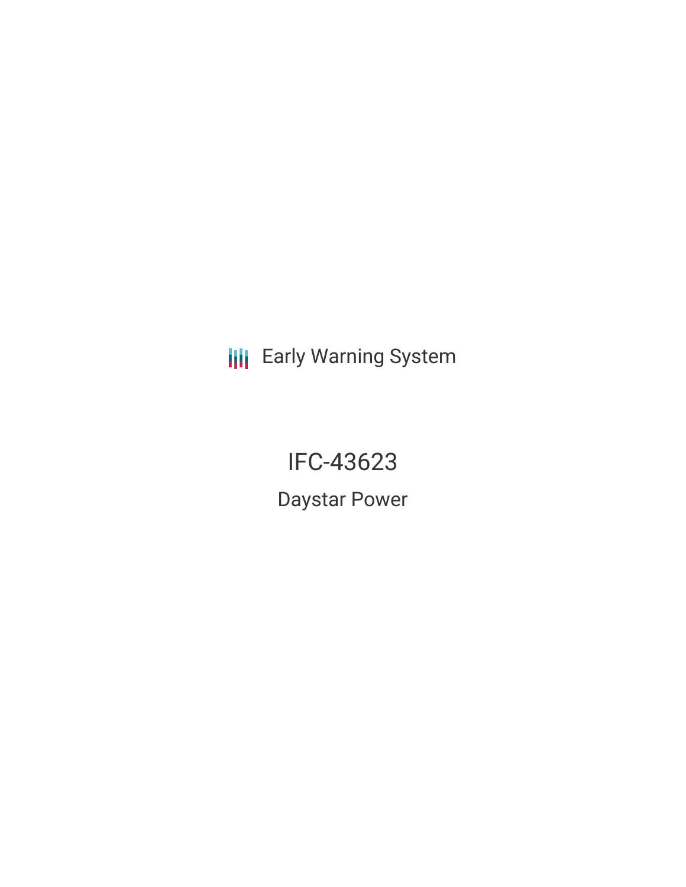Early Warning System

# IFC-43623

## Daystar Power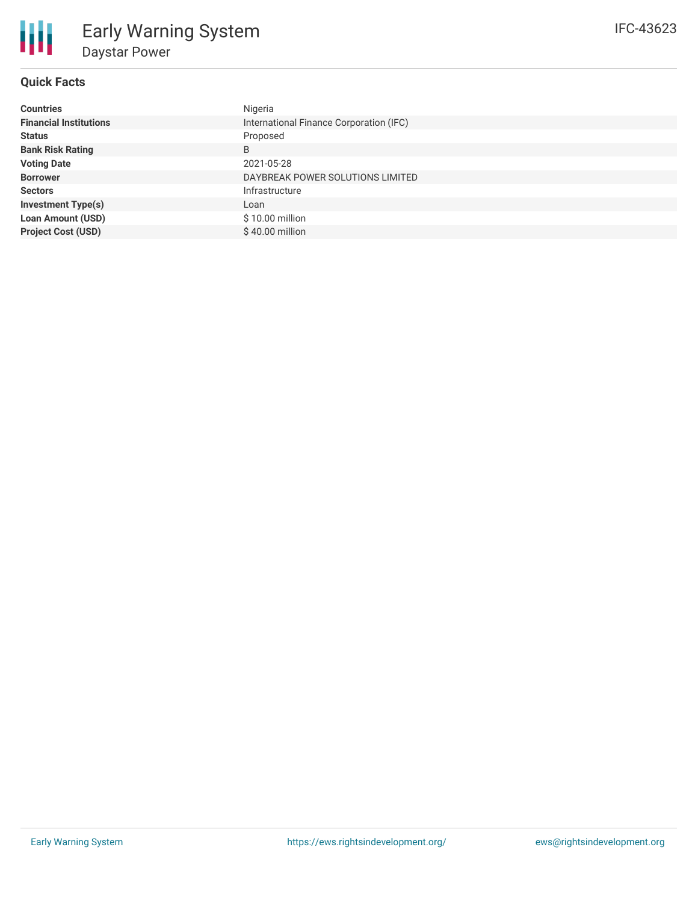# Early Warning System

## Daystar Power

IFC-43623

### Quick Facts

| | |
|---|---|
| **Countries** | Nigeria |
| **Financial Institutions** | International Finance Corporation (IFC) |
| **Status** | Proposed |
| **Bank Risk Rating** | B |
| **Voting Date** | 2021-05-28 |
| **Borrower** | DAYBREAK POWER SOLUTIONS LIMITED |
| **Sectors** | Infrastructure |
| **Investment Type(s)** | Loan |
| **Loan Amount (USD)** | $ 10.00 million |
| **Project Cost (USD)** | $ 40.00 million |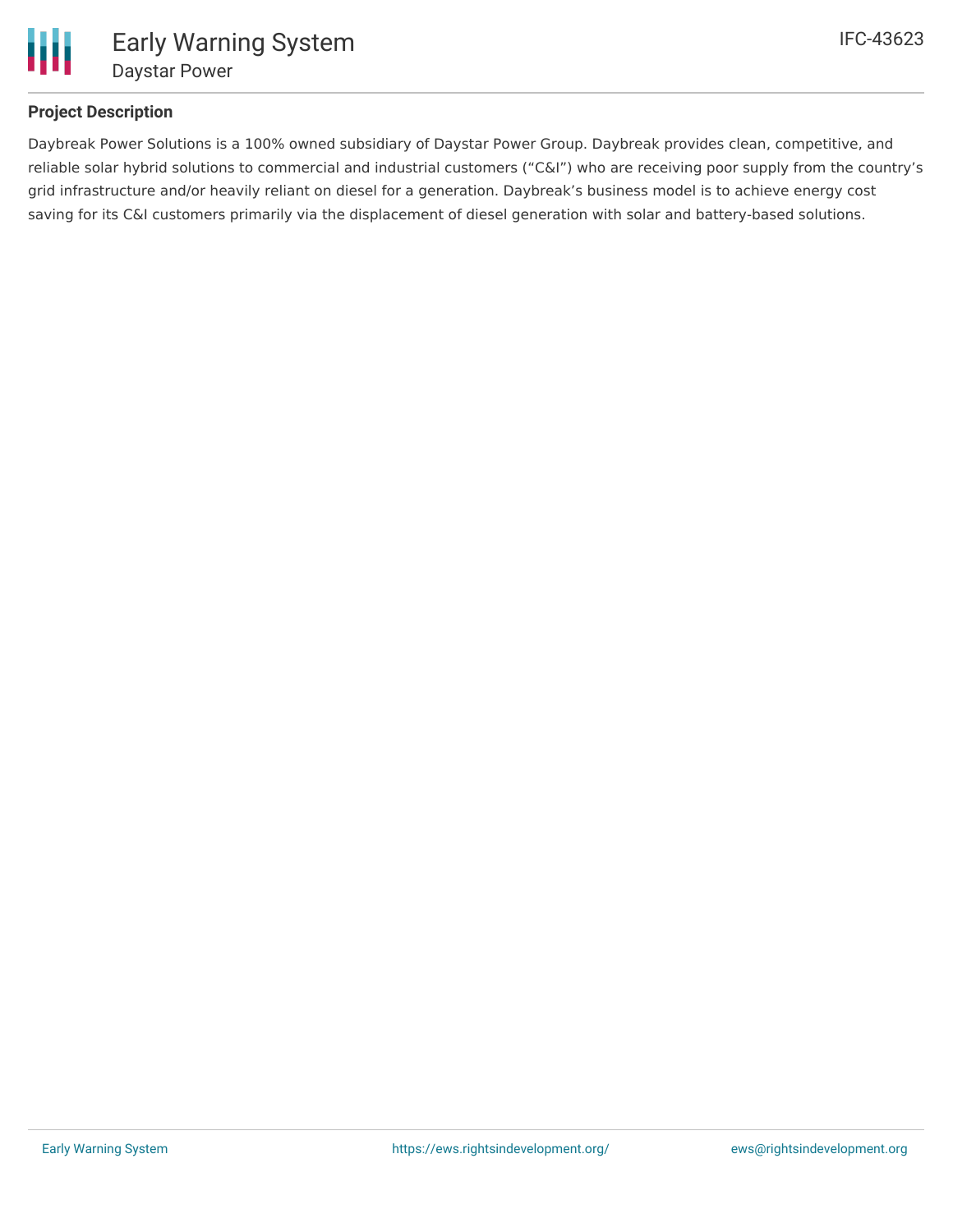## Project Description

Daybreak Power Solutions is a 100% owned subsidiary of Daystar Power Group. Daybreak provides clean, competitive, and reliable solar hybrid solutions to commercial and industrial customers (“C&I”) who are receiving poor supply from the country’s grid infrastructure and/or heavily reliant on diesel for a generation. Daybreak’s business model is to achieve energy cost saving for its C&I customers primarily via the displacement of diesel generation with solar and battery-based solutions.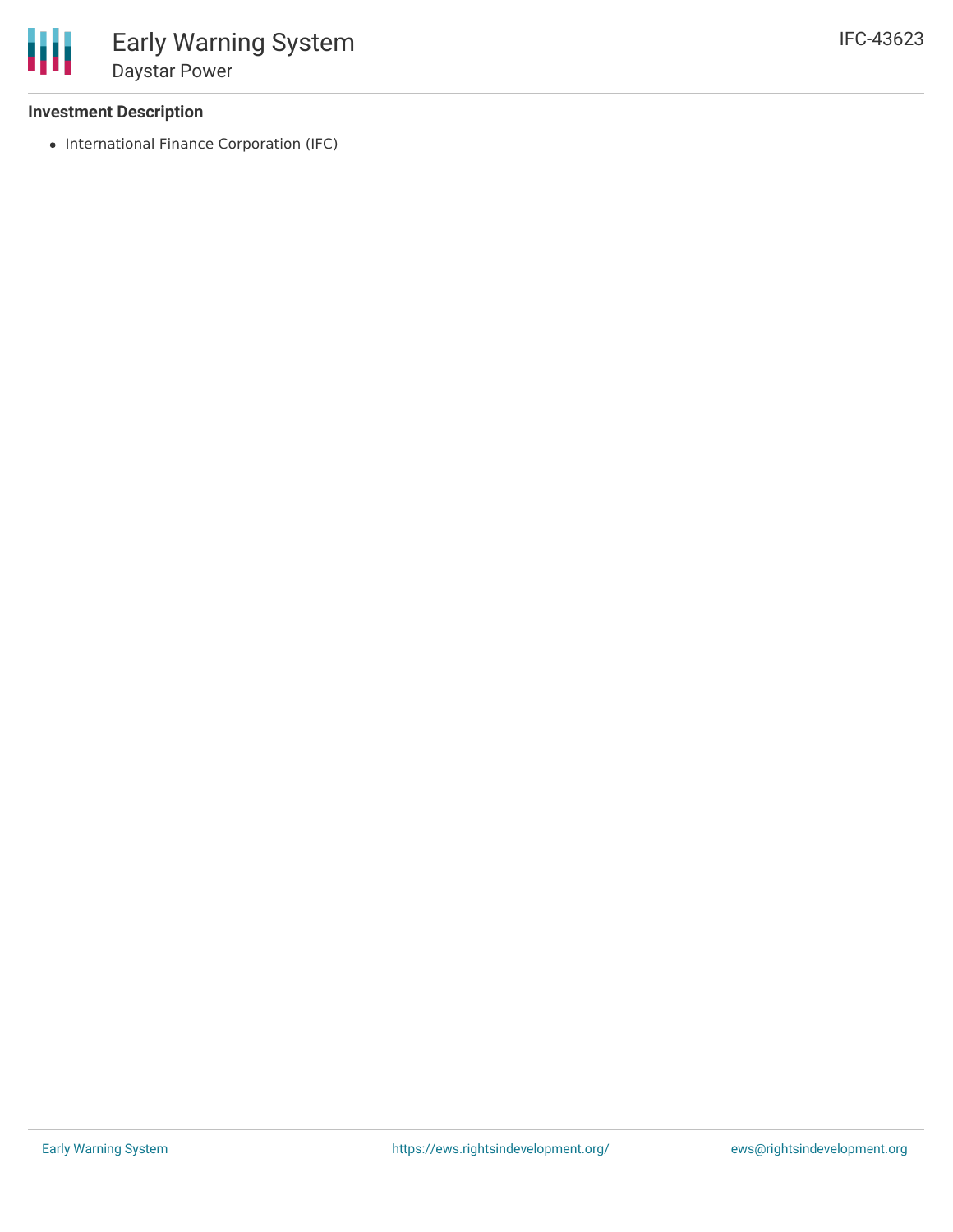**Investment Description**

- International Finance Corporation (IFC)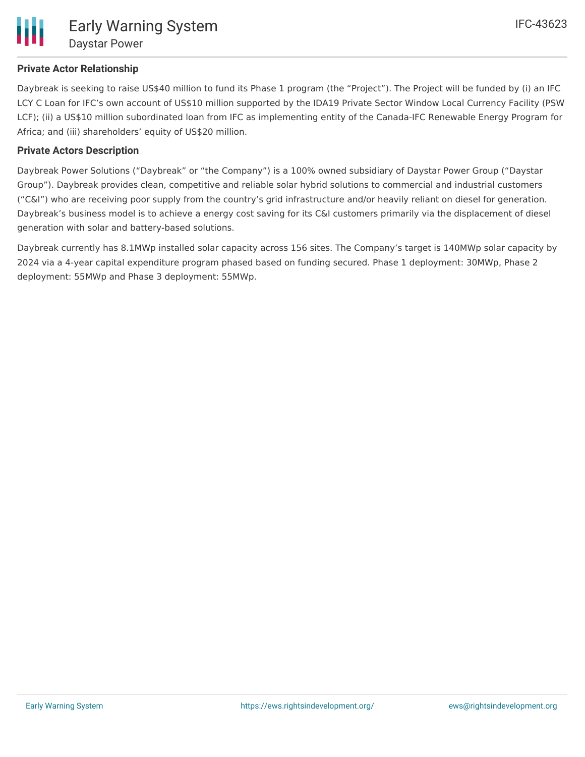**Private Actor Relationship**

Daybreak is seeking to raise US$40 million to fund its Phase 1 program (the "Project"). The Project will be funded by (i) an IFC LCY C Loan for IFC's own account of US$10 million supported by the IDA19 Private Sector Window Local Currency Facility (PSW LCF); (ii) a US$10 million subordinated loan from IFC as implementing entity of the Canada-IFC Renewable Energy Program for Africa; and (iii) shareholders' equity of US$20 million.

**Private Actors Description**

Daybreak Power Solutions ("Daybreak" or "the Company") is a 100% owned subsidiary of Daystar Power Group ("Daystar Group"). Daybreak provides clean, competitive and reliable solar hybrid solutions to commercial and industrial customers ("C&I") who are receiving poor supply from the country's grid infrastructure and/or heavily reliant on diesel for generation. Daybreak's business model is to achieve a energy cost saving for its C&I customers primarily via the displacement of diesel generation with solar and battery-based solutions.

Daybreak currently has 8.1MWp installed solar capacity across 156 sites. The Company's target is 140MWp solar capacity by 2024 via a 4-year capital expenditure program phased based on funding secured. Phase 1 deployment: 30MWp, Phase 2 deployment: 55MWp and Phase 3 deployment: 55MWp.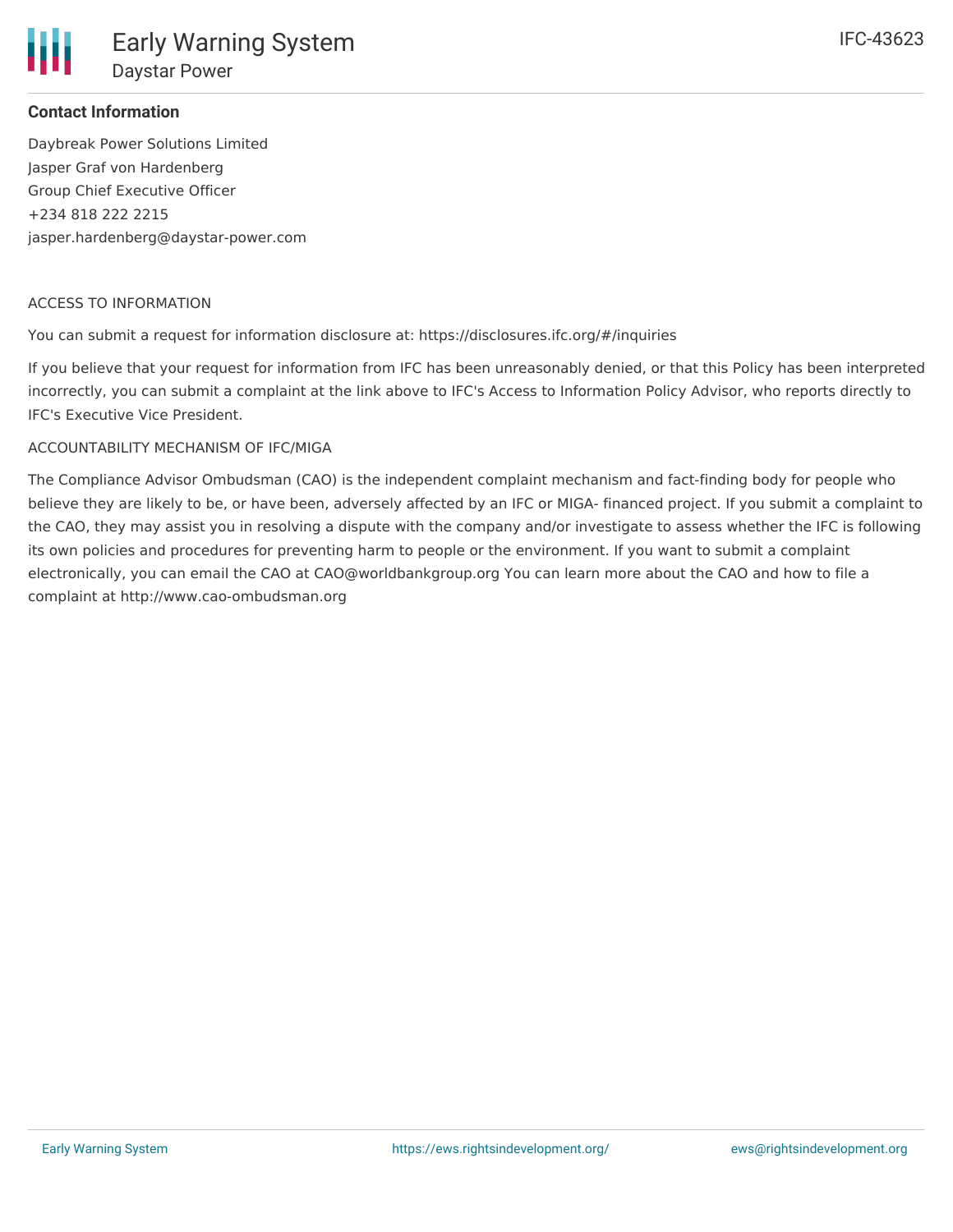**Contact Information**

Daybreak Power Solutions Limited
Jasper Graf von Hardenberg
Group Chief Executive Officer
+234 818 222 2215
jasper.hardenberg@daystar-power.com

ACCESS TO INFORMATION

You can submit a request for information disclosure at: https://disclosures.ifc.org/#/inquiries

If you believe that your request for information from IFC has been unreasonably denied, or that this Policy has been interpreted incorrectly, you can submit a complaint at the link above to IFC's Access to Information Policy Advisor, who reports directly to IFC's Executive Vice President.

ACCOUNTABILITY MECHANISM OF IFC/MIGA

The Compliance Advisor Ombudsman (CAO) is the independent complaint mechanism and fact-finding body for people who believe they are likely to be, or have been, adversely affected by an IFC or MIGA- financed project. If you submit a complaint to the CAO, they may assist you in resolving a dispute with the company and/or investigate to assess whether the IFC is following its own policies and procedures for preventing harm to people or the environment. If you want to submit a complaint electronically, you can email the CAO at CAO@worldbankgroup.org You can learn more about the CAO and how to file a complaint at http://www.cao-ombudsman.org